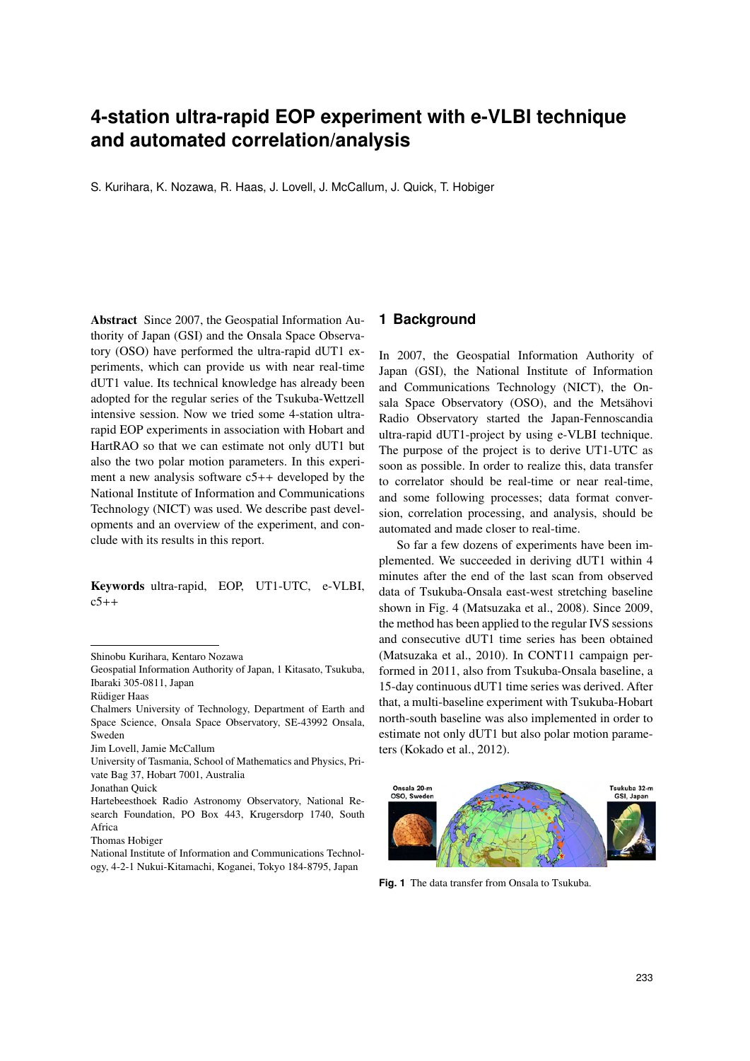# 4-station ultra-rapid EOP experiment with e-VLBI technique and automated correlation/analysis

S. Kurihara, K. Nozawa, R. Haas, J. Lovell, J. McCallum, J. Quick, T. Hobiger

**Abstract** Since 2007, the Geospatial Information Authority of Japan (GSI) and the Onsala Space Observatory (OSO) have performed the ultra-rapid dUT1 experiments, which can provide us with near real-time dUT1 value. Its technical knowledge has already been adopted for the regular series of the Tsukuba-Wettzell intensive session. Now we tried some 4-station ultra-rapid EOP experiments in association with Hobart and HartRAO so that we can estimate not only dUT1 but also the two polar motion parameters. In this experiment a new analysis software c5++ developed by the National Institute of Information and Communications Technology (NICT) was used. We describe past developments and an overview of the experiment, and conclude with its results in this report.

**Keywords** ultra-rapid, EOP, UT1-UTC, e-VLBI, c5++

Shinobu Kurihara, Kentaro Nozawa
Geospatial Information Authority of Japan, 1 Kitasato, Tsukuba, Ibaraki 305-0811, Japan

Rüdiger Haas
Chalmers University of Technology, Department of Earth and Space Science, Onsala Space Observatory, SE-43992 Onsala, Sweden

Jim Lovell, Jamie McCallum
University of Tasmania, School of Mathematics and Physics, Private Bag 37, Hobart 7001, Australia

Jonathan Quick
Hartebeesthoek Radio Astronomy Observatory, National Research Foundation, PO Box 443, Krugersdorp 1740, South Africa

Thomas Hobiger
National Institute of Information and Communications Technology, 4-2-1 Nukui-Kitamachi, Koganei, Tokyo 184-8795, Japan

## 1 Background

In 2007, the Geospatial Information Authority of Japan (GSI), the National Institute of Information and Communications Technology (NICT), the Onsala Space Observatory (OSO), and the Metsähovi Radio Observatory started the Japan-Fennoscandia ultra-rapid dUT1-project by using e-VLBI technique. The purpose of the project is to derive UT1-UTC as soon as possible. In order to realize this, data transfer to correlator should be real-time or near real-time, and some following processes; data format conversion, correlation processing, and analysis, should be automated and made closer to real-time.

So far a few dozens of experiments have been implemented. We succeeded in deriving dUT1 within 4 minutes after the end of the last scan from observed data of Tsukuba-Onsala east-west stretching baseline shown in Fig. 4 (Matsuzaka et al., 2008). Since 2009, the method has been applied to the regular IVS sessions and consecutive dUT1 time series has been obtained (Matsuzaka et al., 2010). In CONT11 campaign performed in 2011, also from Tsukuba-Onsala baseline, a 15-day continuous dUT1 time series was derived. After that, a multi-baseline experiment with Tsukuba-Hobart north-south baseline was also implemented in order to estimate not only dUT1 but also polar motion parameters (Kokado et al., 2012).

**Fig. 1** The data transfer from Onsala to Tsukuba.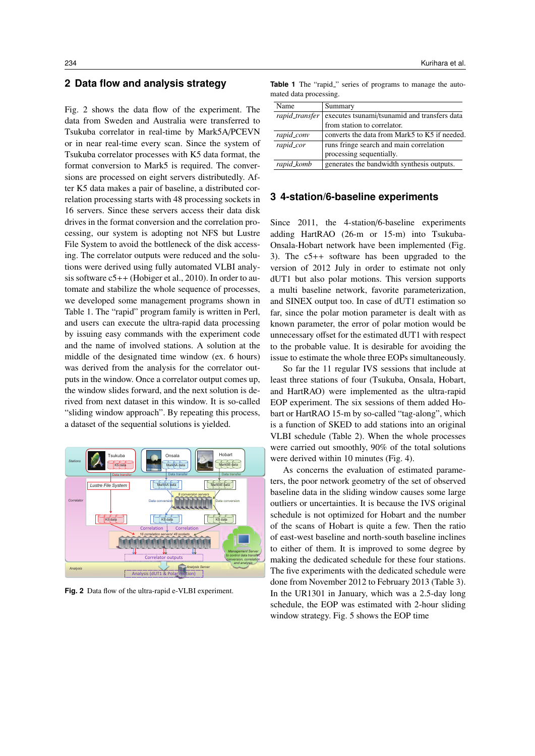## 2 Data flow and analysis strategy

Fig. 2 shows the data flow of the experiment. The data from Sweden and Australia were transferred to Tsukuba correlator in real-time by Mark5A/PCEVN or in near real-time every scan. Since the system of Tsukuba correlator processes with K5 data format, the format conversion to Mark5 is required. The conversions are processed on eight servers distributedly. After K5 data makes a pair of baseline, a distributed correlation processing starts with 48 processing sockets in 16 servers. Since these servers access their data disk drives in the format conversion and the correlation processing, our system is adopting not NFS but Lustre File System to avoid the bottleneck of the disk accessing. The correlator outputs were reduced and the solutions were derived using fully automated VLBI analysis software c5++ (Hobiger et al., 2010). In order to automate and stabilize the whole sequence of processes, we developed some management programs shown in Table 1. The "rapid" program family is written in Perl, and users can execute the ultra-rapid data processing by issuing easy commands with the experiment code and the name of involved stations. A solution at the middle of the designated time window (ex. 6 hours) was derived from the analysis for the correlator outputs in the window. Once a correlator output comes up, the window slides forward, and the next solution is derived from next dataset in this window. It is so-called "sliding window approach". By repeating this process, a dataset of the sequential solutions is yielded.

**Fig. 2** Data flow of the ultra-rapid e-VLBI experiment.

**Table 1** The "rapid_" series of programs to manage the automated data processing.

| Name | Summary |
|---|---|
| *rapid_transfer* | executes tsunami/tsunamid and transfers data from station to correlator. |
| *rapid_conv* | converts the data from Mark5 to K5 if needed. |
| *rapid_cor* | runs fringe search and main correlation processing sequentially. |
| *rapid_komb* | generates the bandwidth synthesis outputs. |

## 3 4-station/6-baseline experiments

Since 2011, the 4-station/6-baseline experiments adding HartRAO (26-m or 15-m) into Tsukuba-Onsala-Hobart network have been implemented (Fig. 3). The c5++ software has been upgraded to the version of 2012 July in order to estimate not only dUT1 but also polar motions. This version supports a multi baseline network, favorite parameterization, and SINEX output too. In case of dUT1 estimation so far, since the polar motion parameter is dealt with as known parameter, the error of polar motion would be unnecessary offset for the estimated dUT1 with respect to the probable value. It is desirable for avoiding the issue to estimate the whole three EOPs simultaneously.

So far the 11 regular IVS sessions that include at least three stations of four (Tsukuba, Onsala, Hobart, and HartRAO) were implemented as the ultra-rapid EOP experiment. The six sessions of them added Hobart or HartRAO 15-m by so-called "tag-along", which is a function of SKED to add stations into an original VLBI schedule (Table 2). When the whole processes were carried out smoothly, 90% of the total solutions were derived within 10 minutes (Fig. 4).

As concerns the evaluation of estimated parameters, the poor network geometry of the set of observed baseline data in the sliding window causes some large outliers or uncertainties. It is because the IVS original schedule is not optimized for Hobart and the number of the scans of Hobart is quite a few. Then the ratio of east-west baseline and north-south baseline inclines to either of them. It is improved to some degree by making the dedicated schedule for these four stations. The five experiments with the dedicated schedule were done from November 2012 to February 2013 (Table 3). In the UR1301 in January, which was a 2.5-day long schedule, the EOP was estimated with 2-hour sliding window strategy. Fig. 5 shows the EOP time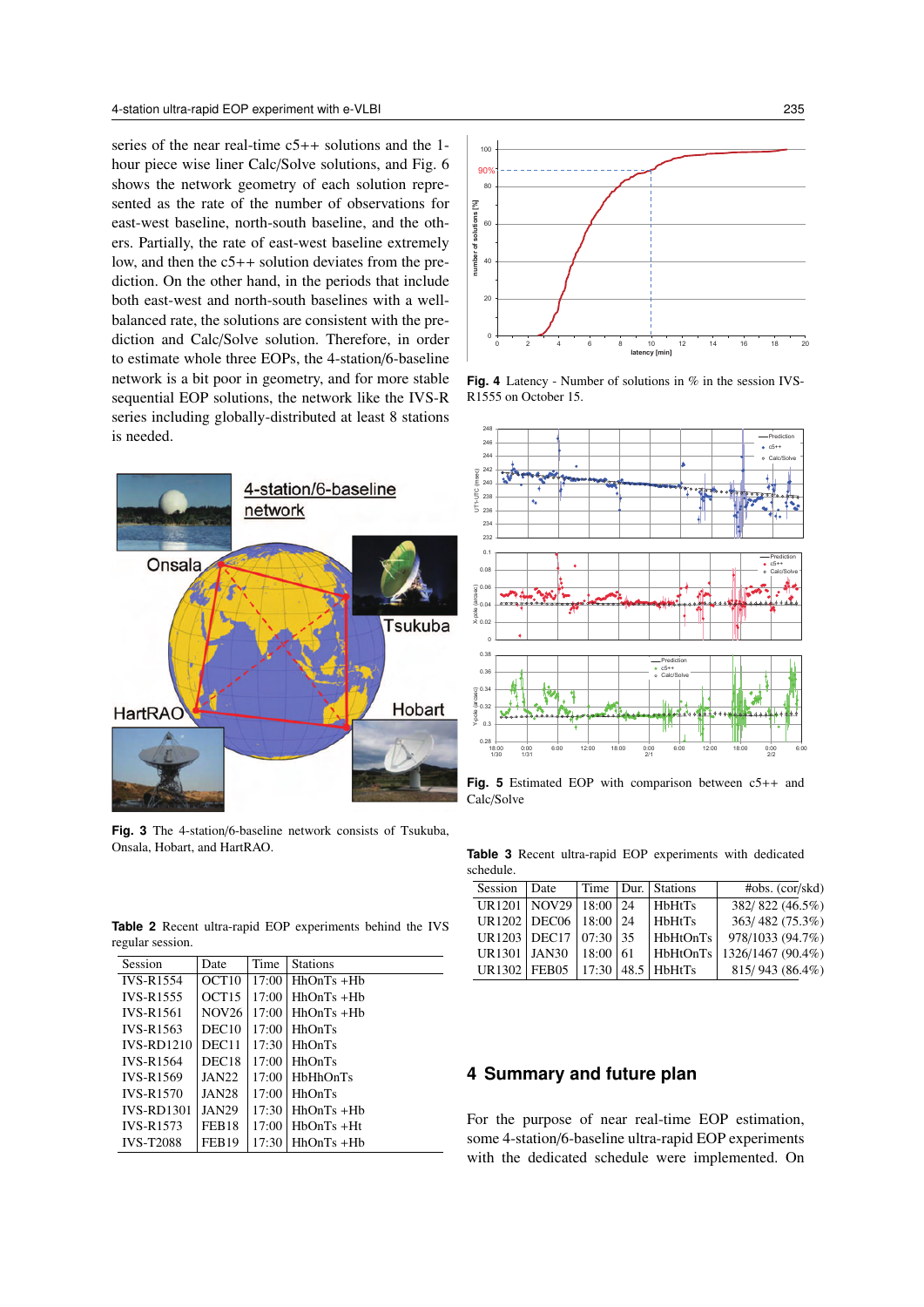series of the near real-time c5++ solutions and the 1-hour piece wise liner Calc/Solve solutions, and Fig. 6 shows the network geometry of each solution represented as the rate of the number of observations for east-west baseline, north-south baseline, and the others. Partially, the rate of east-west baseline extremely low, and then the c5++ solution deviates from the prediction. On the other hand, in the periods that include both east-west and north-south baselines with a well-balanced rate, the solutions are consistent with the prediction and Calc/Solve solution. Therefore, in order to estimate whole three EOPs, the 4-station/6-baseline network is a bit poor in geometry, and for more stable sequential EOP solutions, the network like the IVS-R series including globally-distributed at least 8 stations is needed.

**Fig. 3** The 4-station/6-baseline network consists of Tsukuba, Onsala, Hobart, and HartRAO.

**Table 2** Recent ultra-rapid EOP experiments behind the IVS regular session.

| Session | Date | Time | Stations |
|---|---|---|---|
| IVS-R1554 | OCT10 | 17:00 | HhOnTs +Hb |
| IVS-R1555 | OCT15 | 17:00 | HhOnTs +Hb |
| IVS-R1561 | NOV26 | 17:00 | HhOnTs +Hb |
| IVS-R1563 | DEC10 | 17:00 | HhOnTs |
| IVS-RD1210 | DEC11 | 17:30 | HhOnTs |
| IVS-R1564 | DEC18 | 17:00 | HhOnTs |
| IVS-R1569 | JAN22 | 17:00 | HbHhOnTs |
| IVS-R1570 | JAN28 | 17:00 | HhOnTs |
| IVS-RD1301 | JAN29 | 17:30 | HhOnTs +Hb |
| IVS-R1573 | FEB18 | 17:00 | HbOnTs +Ht |
| IVS-T2088 | FEB19 | 17:30 | HhOnTs +Hb |

**Fig. 4** Latency - Number of solutions in % in the session IVS-R1555 on October 15.

**Fig. 5** Estimated EOP with comparison between c5++ and Calc/Solve

**Table 3** Recent ultra-rapid EOP experiments with dedicated schedule.

| Session | Date | Time | Dur. | Stations | #obs. (cor/skd) |
|---|---|---|---|---|---|
| UR1201 | NOV29 | 18:00 | 24 | HbHtTs | 382/ 822 (46.5%) |
| UR1202 | DEC06 | 18:00 | 24 | HbHtTs | 363/ 482 (75.3%) |
| UR1203 | DEC17 | 07:30 | 35 | HbHtOnTs | 978/1033 (94.7%) |
| UR1301 | JAN30 | 18:00 | 61 | HbHtOnTs | 1326/1467 (90.4%) |
| UR1302 | FEB05 | 17:30 | 48.5 | HbHtTs | 815/ 943 (86.4%) |

## 4 Summary and future plan

For the purpose of near real-time EOP estimation, some 4-station/6-baseline ultra-rapid EOP experiments with the dedicated schedule were implemented. On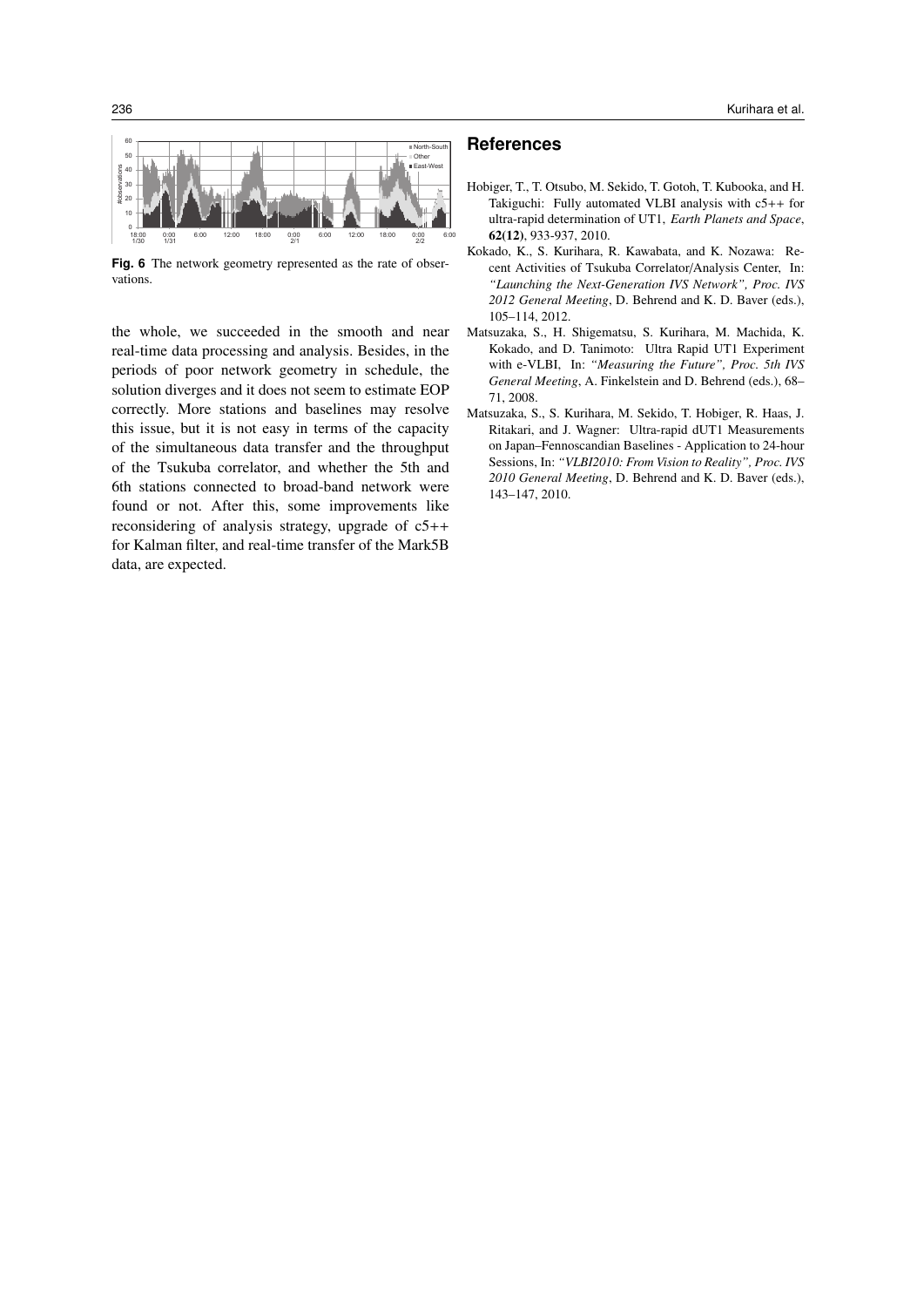60
50
40
30
20
10
0
#observations
North-South
Other
East-West
18:00 1/30
0:00 1/31
6:00
12:00
18:00
0:00 2/1
6:00
12:00
18:00
0:00 2/2
6:00

**Fig. 6** The network geometry represented as the rate of observations.

the whole, we succeeded in the smooth and near real-time data processing and analysis. Besides, in the periods of poor network geometry in schedule, the solution diverges and it does not seem to estimate EOP correctly. More stations and baselines may resolve this issue, but it is not easy in terms of the capacity of the simultaneous data transfer and the throughput of the Tsukuba correlator, and whether the 5th and 6th stations connected to broad-band network were found or not. After this, some improvements like reconsidering of analysis strategy, upgrade of c5++ for Kalman filter, and real-time transfer of the Mark5B data, are expected.

## References

Hobiger, T., T. Otsubo, M. Sekido, T. Gotoh, T. Kubooka, and H. Takiguchi: Fully automated VLBI analysis with c5++ for ultra-rapid determination of UT1, *Earth Planets and Space*, **62(12)**, 933-937, 2010.

Kokado, K., S. Kurihara, R. Kawabata, and K. Nozawa: Recent Activities of Tsukuba Correlator/Analysis Center, In: *"Launching the Next-Generation IVS Network", Proc. IVS 2012 General Meeting*, D. Behrend and K. D. Baver (eds.), 105–114, 2012.

Matsuzaka, S., H. Shigematsu, S. Kurihara, M. Machida, K. Kokado, and D. Tanimoto: Ultra Rapid UT1 Experiment with e-VLBI, In: *"Measuring the Future", Proc. 5th IVS General Meeting*, A. Finkelstein and D. Behrend (eds.), 68–71, 2008.

Matsuzaka, S., S. Kurihara, M. Sekido, T. Hobiger, R. Haas, J. Ritakari, and J. Wagner: Ultra-rapid dUT1 Measurements on Japan–Fennoscandian Baselines - Application to 24-hour Sessions, In: *"VLBI2010: From Vision to Reality", Proc. IVS 2010 General Meeting*, D. Behrend and K. D. Baver (eds.), 143–147, 2010.